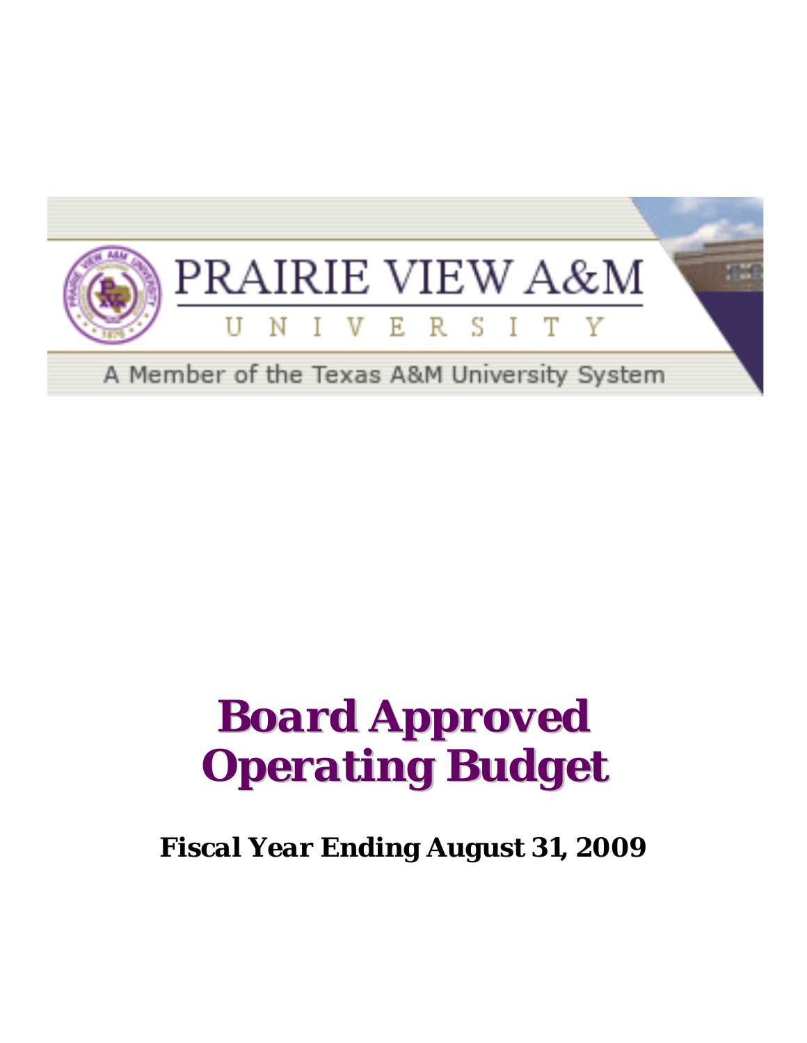PRAIRIE VIEW A&M

UNIVERSITY

A Member of the Texas A&M University System

# Board Approved Operating Budget

***Fiscal Year Ending August 31, 2009***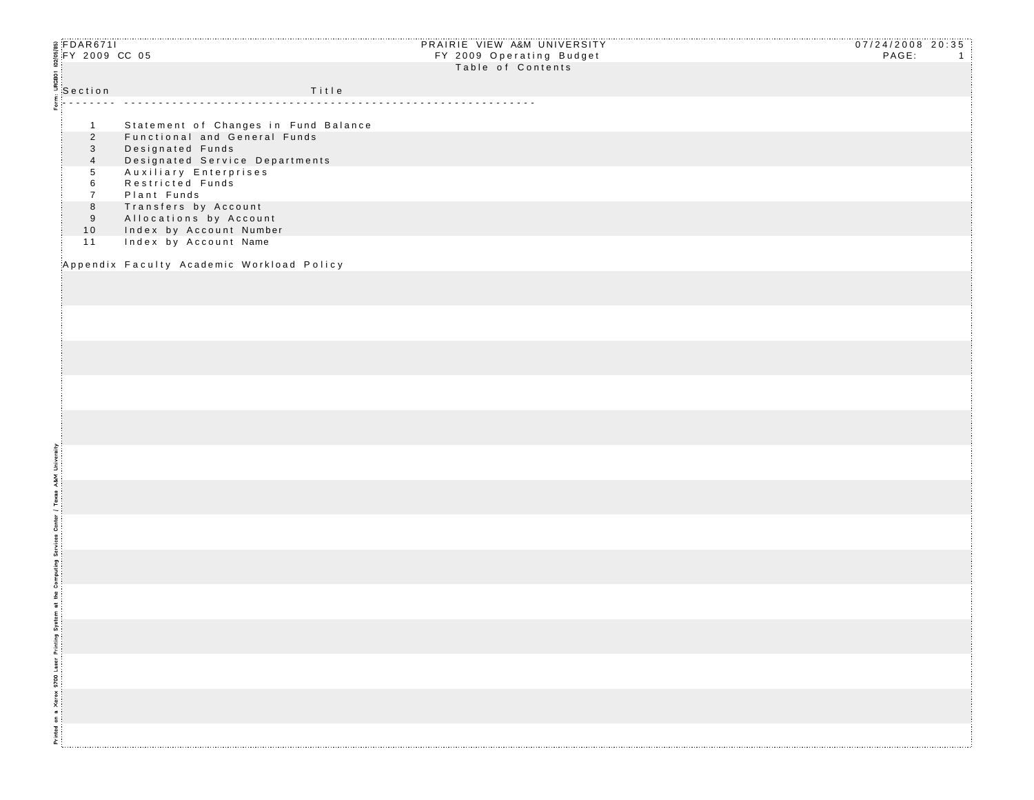FDAR671I
FY 2009 CC 05

# PRAIRIE VIEW A&M UNIVERSITY

## FY 2009 Operating Budget

### Table of Contents

07/24/2008 20:35

| Section | Title |
|---|---|
| 1 | Statement of Changes in Fund Balance |
| 2 | Functional and General Funds |
| 3 | Designated Funds |
| 4 | Designated Service Departments |
| 5 | Auxiliary Enterprises |
| 6 | Restricted Funds |
| 7 | Plant Funds |
| 8 | Transfers by Account |
| 9 | Allocations by Account |
| 10 | Index by Account Number |
| 11 | Index by Account Name |

Appendix Faculty Academic Workload Policy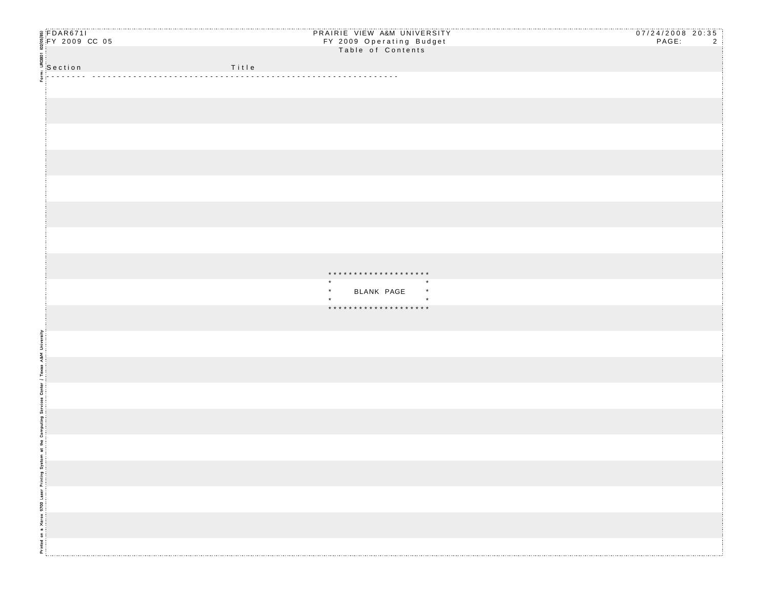Table of Contents

| Section | Title |
| --- | --- |

```
********************
*                  *
*    BLANK PAGE    *
*                  *
********************
```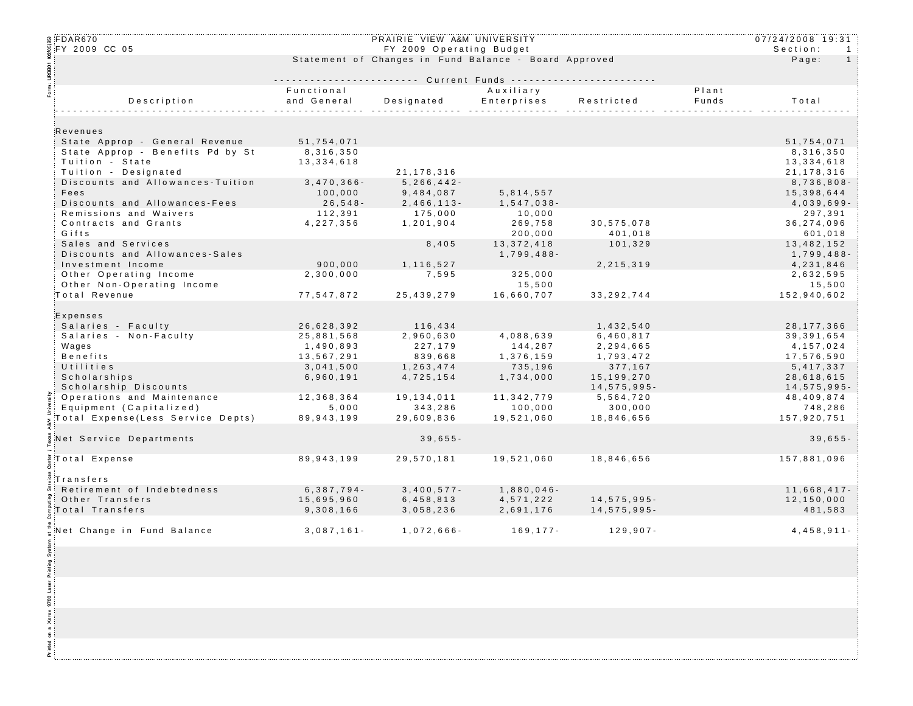FDAR670 PRAIRIE VIEW A&M UNIVERSITY 07/24/2008 19:31

FY 2009 CC 05 FY 2009 Operating Budget Section: 1

Statement of Changes in Fund Balance - Board Approved Page: 1

| Description | Functional and General | Designated | Auxiliary Enterprises | Restricted | Plant Funds | Total |
|---|---|---|---|---|---|---|
| | Current Funds | | | | | |
| **Revenues** | | | | | | |
| State Approp - General Revenue | 51,754,071 | | | | | 51,754,071 |
| State Approp - Benefits Pd by St | 8,316,350 | | | | | 8,316,350 |
| Tuition - State | 13,334,618 | | | | | 13,334,618 |
| Tuition - Designated | | 21,178,316 | | | | 21,178,316 |
| Discounts and Allowances-Tuition | 3,470,366- | 5,266,442- | | | | 8,736,808- |
| Fees | 100,000 | 9,484,087 | 5,814,557 | | | 15,398,644 |
| Discounts and Allowances-Fees | 26,548- | 2,466,113- | 1,547,038- | | | 4,039,699- |
| Remissions and Waivers | 112,391 | 175,000 | 10,000 | | | 297,391 |
| Contracts and Grants | 4,227,356 | 1,201,904 | 269,758 | 30,575,078 | | 36,274,096 |
| Gifts | | | 200,000 | 401,018 | | 601,018 |
| Sales and Services | | 8,405 | 13,372,418 | 101,329 | | 13,482,152 |
| Discounts and Allowances-Sales | | | 1,799,488- | | | 1,799,488- |
| Investment Income | 900,000 | 1,116,527 | | 2,215,319 | | 4,231,846 |
| Other Operating Income | 2,300,000 | 7,595 | 325,000 | | | 2,632,595 |
| Other Non-Operating Income | | | 15,500 | | | 15,500 |
| Total Revenue | 77,547,872 | 25,439,279 | 16,660,707 | 33,292,744 | | 152,940,602 |
| **Expenses** | | | | | | |
| Salaries - Faculty | 26,628,392 | 116,434 | | 1,432,540 | | 28,177,366 |
| Salaries - Non-Faculty | 25,881,568 | 2,960,630 | 4,088,639 | 6,460,817 | | 39,391,654 |
| Wages | 1,490,893 | 227,179 | 144,287 | 2,294,665 | | 4,157,024 |
| Benefits | 13,567,291 | 839,668 | 1,376,159 | 1,793,472 | | 17,576,590 |
| Utilities | 3,041,500 | 1,263,474 | 735,196 | 377,167 | | 5,417,337 |
| Scholarships | 6,960,191 | 4,725,154 | 1,734,000 | 15,199,270 | | 28,618,615 |
| Scholarship Discounts | | | | 14,575,995- | | 14,575,995- |
| Operations and Maintenance | 12,368,364 | 19,134,011 | 11,342,779 | 5,564,720 | | 48,409,874 |
| Equipment (Capitalized) | 5,000 | 343,286 | 100,000 | 300,000 | | 748,286 |
| Total Expense(Less Service Depts) | 89,943,199 | 29,609,836 | 19,521,060 | 18,846,656 | | 157,920,751 |
| Net Service Departments | | 39,655- | | | | 39,655- |
| Total Expense | 89,943,199 | 29,570,181 | 19,521,060 | 18,846,656 | | 157,881,096 |
| **Transfers** | | | | | | |
| Retirement of Indebtedness | 6,387,794- | 3,400,577- | 1,880,046- | | | 11,668,417- |
| Other Transfers | 15,695,960 | 6,458,813 | 4,571,222 | 14,575,995- | | 12,150,000 |
| Total Transfers | 9,308,166 | 3,058,236 | 2,691,176 | 14,575,995- | | 481,583 |
| Net Change in Fund Balance | 3,087,161- | 1,072,666- | 169,177- | 129,907- | | 4,458,911- |